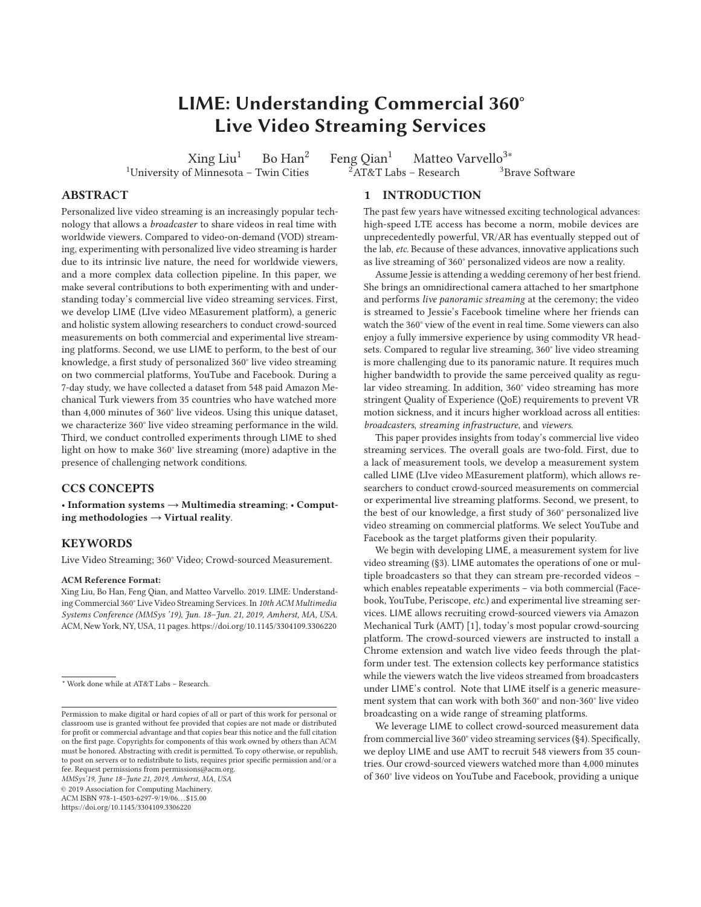# LIME: Understanding Commercial 360° Live Video Streaming Services

Xing Liu[1] Bo Han[2] Feng Qian[1] Matteo Varvello[3*]

[1]University of Minnesota – Twin Cities [2]AT&T Labs – Research [3]Brave Software

## ABSTRACT

Personalized live video streaming is an increasingly popular technology that allows a *broadcaster* to share videos in real time with worldwide viewers. Compared to video-on-demand (VOD) streaming, experimenting with personalized live video streaming is harder due to its intrinsic live nature, the need for worldwide viewers, and a more complex data collection pipeline. In this paper, we make several contributions to both experimenting with and understanding today's commercial live video streaming services. First, we develop LIME (LIve video MEasurement platform), a generic and holistic system allowing researchers to conduct crowd-sourced measurements on both commercial and experimental live streaming platforms. Second, we use LIME to perform, to the best of our knowledge, a first study of personalized 360° live video streaming on two commercial platforms, YouTube and Facebook. During a 7-day study, we have collected a dataset from 548 paid Amazon Mechanical Turk viewers from 35 countries who have watched more than 4,000 minutes of 360° live videos. Using this unique dataset, we characterize 360° live video streaming performance in the wild. Third, we conduct controlled experiments through LIME to shed light on how to make 360° live streaming (more) adaptive in the presence of challenging network conditions.

## CCS CONCEPTS

• **Information systems → Multimedia streaming**; • **Computing methodologies → Virtual reality**.

## KEYWORDS

Live Video Streaming; 360° Video; Crowd-sourced Measurement.

**ACM Reference Format:**

Xing Liu, Bo Han, Feng Qian, and Matteo Varvello. 2019. LIME: Understanding Commercial 360° Live Video Streaming Services. In *10th ACM Multimedia Systems Conference (MMSys '19), Jun. 18–Jun. 21, 2019, Amherst, MA, USA.* ACM, New York, NY, USA, 11 pages. https://doi.org/10.1145/3304109.3306220

* Work done while at AT&T Labs – Research.

Permission to make digital or hard copies of all or part of this work for personal or classroom use is granted without fee provided that copies are not made or distributed for profit or commercial advantage and that copies bear this notice and the full citation on the first page. Copyrights for components of this work owned by others than ACM must be honored. Abstracting with credit is permitted. To copy otherwise, or republish, to post on servers or to redistribute to lists, requires prior specific permission and/or a fee. Request permissions from permissions@acm.org.

*MMSys'19, June 18–June 21, 2019, Amherst, MA, USA*

© 2019 Association for Computing Machinery.

ACM ISBN 978-1-4503-6297-9/19/06...$15.00

https://doi.org/10.1145/3304109.3306220

## 1 INTRODUCTION

The past few years have witnessed exciting technological advances: high-speed LTE access has become a norm, mobile devices are unprecedentedly powerful, VR/AR has eventually stepped out of the lab, *etc.* Because of these advances, innovative applications such as live streaming of 360° personalized videos are now a reality.

Assume Jessie is attending a wedding ceremony of her best friend. She brings an omnidirectional camera attached to her smartphone and performs *live panoramic streaming* at the ceremony; the video is streamed to Jessie's Facebook timeline where her friends can watch the 360° view of the event in real time. Some viewers can also enjoy a fully immersive experience by using commodity VR headsets. Compared to regular live streaming, 360° live video streaming is more challenging due to its panoramic nature. It requires much higher bandwidth to provide the same perceived quality as regular video streaming. In addition, 360° video streaming has more stringent Quality of Experience (QoE) requirements to prevent VR motion sickness, and it incurs higher workload across all entities: *broadcasters*, *streaming infrastructure*, and *viewers*.

This paper provides insights from today's commercial live video streaming services. The overall goals are two-fold. First, due to a lack of measurement tools, we develop a measurement system called LIME (LIve video MEasurement platform), which allows researchers to conduct crowd-sourced measurements on commercial or experimental live streaming platforms. Second, we present, to the best of our knowledge, a first study of 360° personalized live video streaming on commercial platforms. We select YouTube and Facebook as the target platforms given their popularity.

We begin with developing LIME, a measurement system for live video streaming (§3). LIME automates the operations of one or multiple broadcasters so that they can stream pre-recorded videos – which enables repeatable experiments – via both commercial (Facebook, YouTube, Periscope, *etc.*) and experimental live streaming services. LIME allows recruiting crowd-sourced viewers via Amazon Mechanical Turk (AMT) [1], today's most popular crowd-sourcing platform. The crowd-sourced viewers are instructed to install a Chrome extension and watch live video feeds through the platform under test. The extension collects key performance statistics while the viewers watch the live videos streamed from broadcasters under LIME's control. Note that LIME itself is a generic measurement system that can work with both 360° and non-360° live video broadcasting on a wide range of streaming platforms.

We leverage LIME to collect crowd-sourced measurement data from commercial live 360° video streaming services (§4). Specifically, we deploy LIME and use AMT to recruit 548 viewers from 35 countries. Our crowd-sourced viewers watched more than 4,000 minutes of 360° live videos on YouTube and Facebook, providing a unique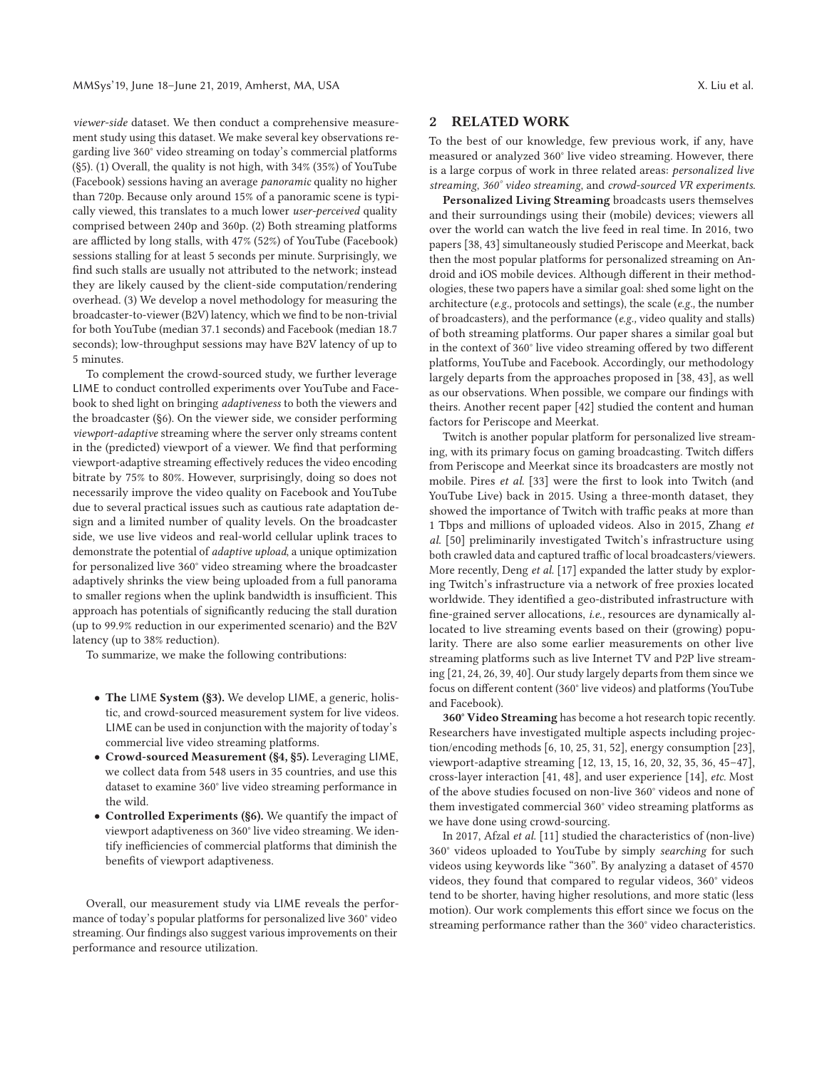*viewer-side* dataset. We then conduct a comprehensive measurement study using this dataset. We make several key observations regarding live 360° video streaming on today's commercial platforms (§5). (1) Overall, the quality is not high, with 34% (35%) of YouTube (Facebook) sessions having an average *panoramic* quality no higher than 720p. Because only around 15% of a panoramic scene is typically viewed, this translates to a much lower *user-perceived* quality comprised between 240p and 360p. (2) Both streaming platforms are afflicted by long stalls, with 47% (52%) of YouTube (Facebook) sessions stalling for at least 5 seconds per minute. Surprisingly, we find such stalls are usually not attributed to the network; instead they are likely caused by the client-side computation/rendering overhead. (3) We develop a novel methodology for measuring the broadcaster-to-viewer (B2V) latency, which we find to be non-trivial for both YouTube (median 37.1 seconds) and Facebook (median 18.7 seconds); low-throughput sessions may have B2V latency of up to 5 minutes.

To complement the crowd-sourced study, we further leverage LIME to conduct controlled experiments over YouTube and Facebook to shed light on bringing *adaptiveness* to both the viewers and the broadcaster (§6). On the viewer side, we consider performing *viewport-adaptive* streaming where the server only streams content in the (predicted) viewport of a viewer. We find that performing viewport-adaptive streaming effectively reduces the video encoding bitrate by 75% to 80%. However, surprisingly, doing so does not necessarily improve the video quality on Facebook and YouTube due to several practical issues such as cautious rate adaptation design and a limited number of quality levels. On the broadcaster side, we use live videos and real-world cellular uplink traces to demonstrate the potential of *adaptive upload*, a unique optimization for personalized live 360° video streaming where the broadcaster adaptively shrinks the view being uploaded from a full panorama to smaller regions when the uplink bandwidth is insufficient. This approach has potentials of significantly reducing the stall duration (up to 99.9% reduction in our experimented scenario) and the B2V latency (up to 38% reduction).

To summarize, we make the following contributions:

- **The LIME System (§3).** We develop LIME, a generic, holistic, and crowd-sourced measurement system for live videos. LIME can be used in conjunction with the majority of today's commercial live video streaming platforms.
- **Crowd-sourced Measurement (§4, §5).** Leveraging LIME, we collect data from 548 users in 35 countries, and use this dataset to examine 360° live video streaming performance in the wild.
- **Controlled Experiments (§6).** We quantify the impact of viewport adaptiveness on 360° live video streaming. We identify inefficiencies of commercial platforms that diminish the benefits of viewport adaptiveness.

Overall, our measurement study via LIME reveals the performance of today's popular platforms for personalized live 360° video streaming. Our findings also suggest various improvements on their performance and resource utilization.

## 2 RELATED WORK

To the best of our knowledge, few previous work, if any, have measured or analyzed 360° live video streaming. However, there is a large corpus of work in three related areas: *personalized live streaming*, *360° video streaming*, and *crowd-sourced VR experiments*.

**Personalized Living Streaming** broadcasts users themselves and their surroundings using their (mobile) devices; viewers all over the world can watch the live feed in real time. In 2016, two papers [38, 43] simultaneously studied Periscope and Meerkat, back then the most popular platforms for personalized streaming on Android and iOS mobile devices. Although different in their methodologies, these two papers have a similar goal: shed some light on the architecture (*e.g.,* protocols and settings), the scale (*e.g.,* the number of broadcasters), and the performance (*e.g.,* video quality and stalls) of both streaming platforms. Our paper shares a similar goal but in the context of 360° live video streaming offered by two different platforms, YouTube and Facebook. Accordingly, our methodology largely departs from the approaches proposed in [38, 43], as well as our observations. When possible, we compare our findings with theirs. Another recent paper [42] studied the content and human factors for Periscope and Meerkat.

Twitch is another popular platform for personalized live streaming, with its primary focus on gaming broadcasting. Twitch differs from Periscope and Meerkat since its broadcasters are mostly not mobile. Pires *et al.* [33] were the first to look into Twitch (and YouTube Live) back in 2015. Using a three-month dataset, they showed the importance of Twitch with traffic peaks at more than 1 Tbps and millions of uploaded videos. Also in 2015, Zhang *et al.* [50] preliminarily investigated Twitch's infrastructure using both crawled data and captured traffic of local broadcasters/viewers. More recently, Deng *et al.* [17] expanded the latter study by exploring Twitch's infrastructure via a network of free proxies located worldwide. They identified a geo-distributed infrastructure with fine-grained server allocations, *i.e.,* resources are dynamically allocated to live streaming events based on their (growing) popularity. There are also some earlier measurements on other live streaming platforms such as live Internet TV and P2P live streaming [21, 24, 26, 39, 40]. Our study largely departs from them since we focus on different content (360° live videos) and platforms (YouTube and Facebook).

**360° Video Streaming** has become a hot research topic recently. Researchers have investigated multiple aspects including projection/encoding methods [6, 10, 25, 31, 52], energy consumption [23], viewport-adaptive streaming [12, 13, 15, 16, 20, 32, 35, 36, 45–47], cross-layer interaction [41, 48], and user experience [14], *etc.* Most of the above studies focused on non-live 360° videos and none of them investigated commercial 360° video streaming platforms as we have done using crowd-sourcing.

In 2017, Afzal *et al.* [11] studied the characteristics of (non-live) 360° videos uploaded to YouTube by simply *searching* for such videos using keywords like "360". By analyzing a dataset of 4570 videos, they found that compared to regular videos, 360° videos tend to be shorter, having higher resolutions, and more static (less motion). Our work complements this effort since we focus on the streaming performance rather than the 360° video characteristics.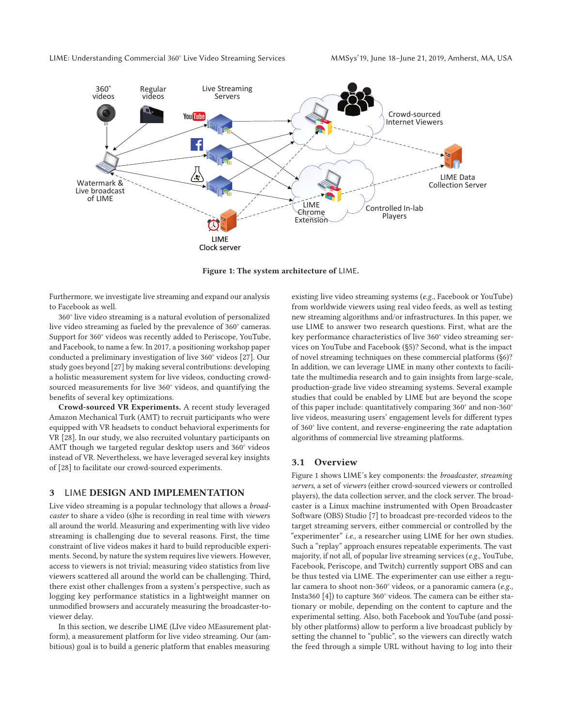Figure 1: The system architecture of LIME.

Furthermore, we investigate live streaming and expand our analysis to Facebook as well.

360° live video streaming is a natural evolution of personalized live video streaming as fueled by the prevalence of 360° cameras. Support for 360° videos was recently added to Periscope, YouTube, and Facebook, to name a few. In 2017, a positioning workshop paper conducted a preliminary investigation of live 360° videos [27]. Our study goes beyond [27] by making several contributions: developing a holistic measurement system for live videos, conducting crowd-sourced measurements for live 360° videos, and quantifying the benefits of several key optimizations.

**Crowd-sourced VR Experiments.** A recent study leveraged Amazon Mechanical Turk (AMT) to recruit participants who were equipped with VR headsets to conduct behavioral experiments for VR [28]. In our study, we also recruited voluntary participants on AMT though we targeted regular desktop users and 360° videos instead of VR. Nevertheless, we have leveraged several key insights of [28] to facilitate our crowd-sourced experiments.

## 3 LIME DESIGN AND IMPLEMENTATION

Live video streaming is a popular technology that allows a *broadcaster* to share a video (s)he is recording in real time with *viewers* all around the world. Measuring and experimenting with live video streaming is challenging due to several reasons. First, the time constraint of live videos makes it hard to build reproducible experiments. Second, by nature the system requires live viewers. However, access to viewers is not trivial; measuring video statistics from live viewers scattered all around the world can be challenging. Third, there exist other challenges from a system's perspective, such as logging key performance statistics in a lightweight manner on unmodified browsers and accurately measuring the broadcaster-to-viewer delay.

In this section, we describe LIME (LIve video MEasurement platform), a measurement platform for live video streaming. Our (ambitious) goal is to build a generic platform that enables measuring existing live video streaming systems (*e.g.*, Facebook or YouTube) from worldwide viewers using real video feeds, as well as testing new streaming algorithms and/or infrastructures. In this paper, we use LIME to answer two research questions. First, what are the key performance characteristics of live 360° video streaming services on YouTube and Facebook (§5)? Second, what is the impact of novel streaming techniques on these commercial platforms (§6)? In addition, we can leverage LIME in many other contexts to facilitate the multimedia research and to gain insights from large-scale, production-grade live video streaming systems. Several example studies that could be enabled by LIME but are beyond the scope of this paper include: quantitatively comparing 360° and non-360° live videos, measuring users' engagement levels for different types of 360° live content, and reverse-engineering the rate adaptation algorithms of commercial live streaming platforms.

### 3.1 Overview

Figure 1 shows LIME's key components: the *broadcaster*, *streaming servers*, a set of *viewers* (either crowd-sourced viewers or controlled players), the data collection server, and the clock server. The broadcaster is a Linux machine instrumented with Open Broadcaster Software (OBS) Studio [7] to broadcast pre-recorded videos to the target streaming servers, either commercial or controlled by the "experimenter" *i.e.,* a researcher using LIME for her own studies. Such a "replay" approach ensures repeatable experiments. The vast majority, if not all, of popular live streaming services (*e.g.,* YouTube, Facebook, Periscope, and Twitch) currently support OBS and can be thus tested via LIME. The experimenter can use either a regular camera to shoot non-360° videos, or a panoramic camera (*e.g.,* Insta360 [4]) to capture 360° videos. The camera can be either stationary or mobile, depending on the content to capture and the experimental setting. Also, both Facebook and YouTube (and possibly other platforms) allow to perform a live broadcast publicly by setting the channel to "public", so the viewers can directly watch the feed through a simple URL without having to log into their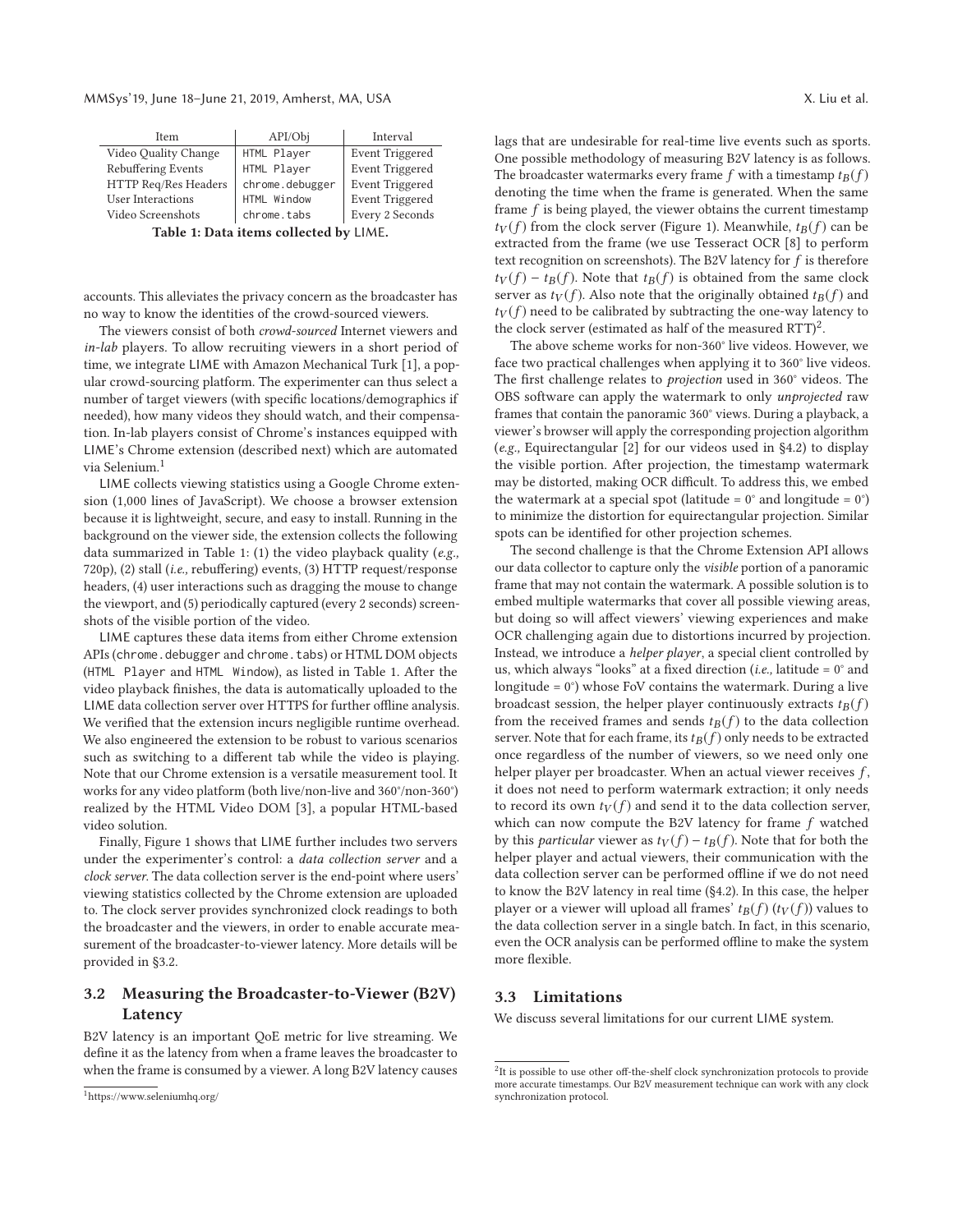| Item | API/Obj | Interval |
| --- | --- | --- |
| Video Quality Change | HTML Player | Event Triggered |
| Rebuffering Events | HTML Player | Event Triggered |
| HTTP Req/Res Headers | chrome.debugger | Event Triggered |
| User Interactions | HTML Window | Event Triggered |
| Video Screenshots | chrome.tabs | Every 2 Seconds |

**Table 1: Data items collected by LIME.**

accounts. This alleviates the privacy concern as the broadcaster has no way to know the identities of the crowd-sourced viewers.

The viewers consist of both *crowd-sourced* Internet viewers and *in-lab* players. To allow recruiting viewers in a short period of time, we integrate LIME with Amazon Mechanical Turk [1], a popular crowd-sourcing platform. The experimenter can thus select a number of target viewers (with specific locations/demographics if needed), how many videos they should watch, and their compensation. In-lab players consist of Chrome's instances equipped with LIME's Chrome extension (described next) which are automated via Selenium.[1]

LIME collects viewing statistics using a Google Chrome extension (1,000 lines of JavaScript). We choose a browser extension because it is lightweight, secure, and easy to install. Running in the background on the viewer side, the extension collects the following data summarized in Table 1: (1) the video playback quality (*e.g.,* 720p), (2) stall (*i.e.,* rebuffering) events, (3) HTTP request/response headers, (4) user interactions such as dragging the mouse to change the viewport, and (5) periodically captured (every 2 seconds) screenshots of the visible portion of the video.

LIME captures these data items from either Chrome extension APIs (chrome.debugger and chrome.tabs) or HTML DOM objects (HTML Player and HTML Window), as listed in Table 1. After the video playback finishes, the data is automatically uploaded to the LIME data collection server over HTTPS for further offline analysis. We verified that the extension incurs negligible runtime overhead. We also engineered the extension to be robust to various scenarios such as switching to a different tab while the video is playing. Note that our Chrome extension is a versatile measurement tool. It works for any video platform (both live/non-live and 360°/non-360°) realized by the HTML Video DOM [3], a popular HTML-based video solution.

Finally, Figure 1 shows that LIME further includes two servers under the experimenter's control: a *data collection server* and a *clock server*. The data collection server is the end-point where users' viewing statistics collected by the Chrome extension are uploaded to. The clock server provides synchronized clock readings to both the broadcaster and the viewers, in order to enable accurate measurement of the broadcaster-to-viewer latency. More details will be provided in §3.2.

## 3.2 Measuring the Broadcaster-to-Viewer (B2V) Latency

B2V latency is an important QoE metric for live streaming. We define it as the latency from when a frame leaves the broadcaster to when the frame is consumed by a viewer. A long B2V latency causes lags that are undesirable for real-time live events such as sports. One possible methodology of measuring B2V latency is as follows. The broadcaster watermarks every frame $f$ with a timestamp $t_B(f)$ denoting the time when the frame is generated. When the same frame $f$ is being played, the viewer obtains the current timestamp $t_V(f)$ from the clock server (Figure 1). Meanwhile, $t_B(f)$ can be extracted from the frame (we use Tesseract OCR [8] to perform text recognition on screenshots). The B2V latency for $f$ is therefore $t_V(f) - t_B(f)$. Note that $t_B(f)$ is obtained from the same clock server as $t_V(f)$. Also note that the originally obtained $t_B(f)$ and $t_V(f)$ need to be calibrated by subtracting the one-way latency to the clock server (estimated as half of the measured RTT)[2].

The above scheme works for non-360° live videos. However, we face two practical challenges when applying it to 360° live videos. The first challenge relates to *projection* used in 360° videos. The OBS software can apply the watermark to only *unprojected* raw frames that contain the panoramic 360° views. During a playback, a viewer's browser will apply the corresponding projection algorithm (*e.g.,* Equirectangular [2] for our videos used in §4.2) to display the visible portion. After projection, the timestamp watermark may be distorted, making OCR difficult. To address this, we embed the watermark at a special spot (latitude = 0° and longitude = 0°) to minimize the distortion for equirectangular projection. Similar spots can be identified for other projection schemes.

The second challenge is that the Chrome Extension API allows our data collector to capture only the *visible* portion of a panoramic frame that may not contain the watermark. A possible solution is to embed multiple watermarks that cover all possible viewing areas, but doing so will affect viewers' viewing experiences and make OCR challenging again due to distortions incurred by projection. Instead, we introduce a *helper player*, a special client controlled by us, which always "looks" at a fixed direction (*i.e.,* latitude = 0° and longitude = 0°) whose FoV contains the watermark. During a live broadcast session, the helper player continuously extracts $t_B(f)$ from the received frames and sends $t_B(f)$ to the data collection server. Note that for each frame, its $t_B(f)$ only needs to be extracted once regardless of the number of viewers, so we need only one helper player per broadcaster. When an actual viewer receives $f$, it does not need to perform watermark extraction; it only needs to record its own $t_V(f)$ and send it to the data collection server, which can now compute the B2V latency for frame $f$ watched by this *particular* viewer as $t_V(f) - t_B(f)$. Note that for both the helper player and actual viewers, their communication with the data collection server can be performed offline if we do not need to know the B2V latency in real time (§4.2). In this case, the helper player or a viewer will upload all frames' $t_B(f)$ ($t_V(f)$) values to the data collection server in a single batch. In fact, in this scenario, even the OCR analysis can be performed offline to make the system more flexible.

## 3.3 Limitations

We discuss several limitations for our current LIME system.

[1] https://www.seleniumhq.org/

[2] It is possible to use other off-the-shelf clock synchronization protocols to provide more accurate timestamps. Our B2V measurement technique can work with any clock synchronization protocol.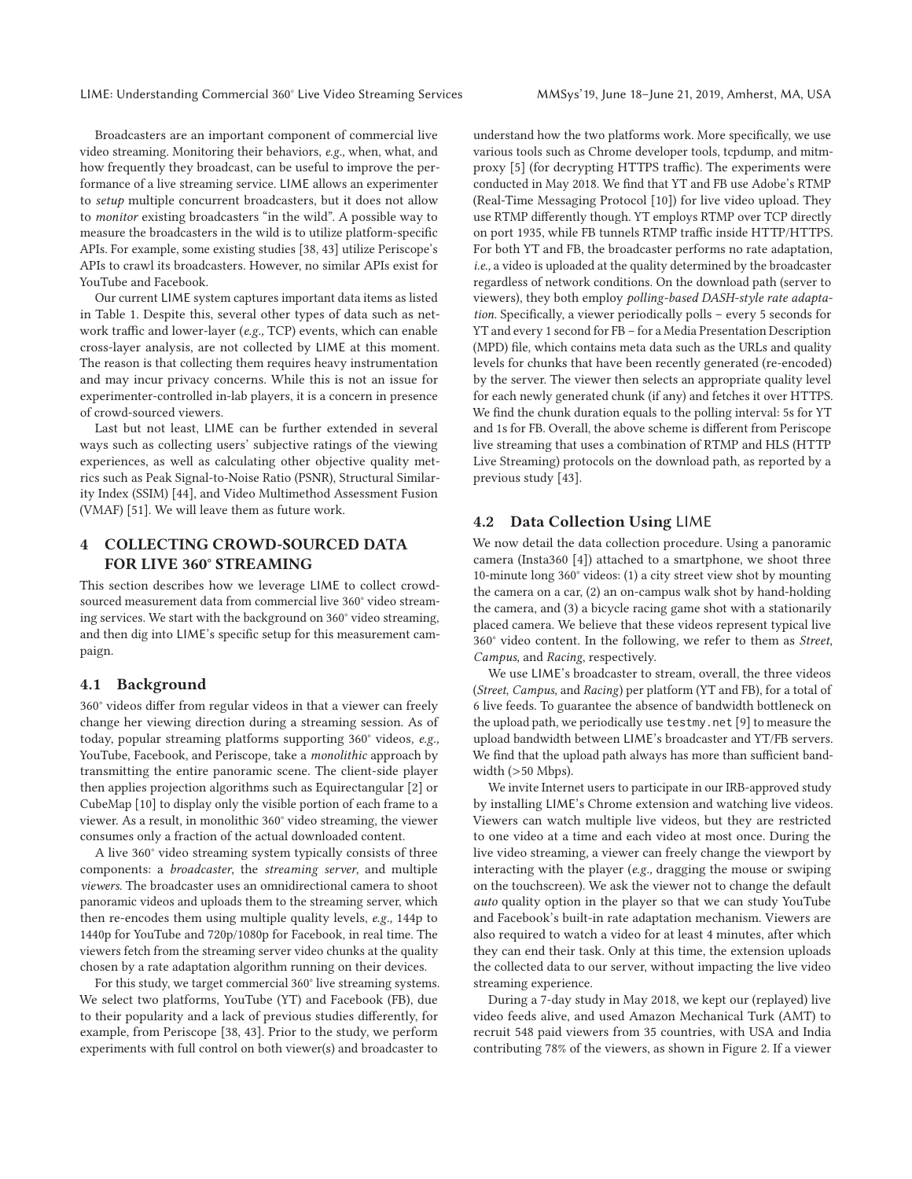Broadcasters are an important component of commercial live video streaming. Monitoring their behaviors, *e.g.,* when, what, and how frequently they broadcast, can be useful to improve the performance of a live streaming service. LIME allows an experimenter to *setup* multiple concurrent broadcasters, but it does not allow to *monitor* existing broadcasters "in the wild". A possible way to measure the broadcasters in the wild is to utilize platform-specific APIs. For example, some existing studies [38, 43] utilize Periscope's APIs to crawl its broadcasters. However, no similar APIs exist for YouTube and Facebook.

Our current LIME system captures important data items as listed in Table 1. Despite this, several other types of data such as network traffic and lower-layer (*e.g.,* TCP) events, which can enable cross-layer analysis, are not collected by LIME at this moment. The reason is that collecting them requires heavy instrumentation and may incur privacy concerns. While this is not an issue for experimenter-controlled in-lab players, it is a concern in presence of crowd-sourced viewers.

Last but not least, LIME can be further extended in several ways such as collecting users' subjective ratings of the viewing experiences, as well as calculating other objective quality metrics such as Peak Signal-to-Noise Ratio (PSNR), Structural Similarity Index (SSIM) [44], and Video Multimethod Assessment Fusion (VMAF) [51]. We will leave them as future work.

## 4 COLLECTING CROWD-SOURCED DATA FOR LIVE 360° STREAMING

This section describes how we leverage LIME to collect crowd-sourced measurement data from commercial live 360° video streaming services. We start with the background on 360° video streaming, and then dig into LIME's specific setup for this measurement campaign.

### 4.1 Background

360° videos differ from regular videos in that a viewer can freely change her viewing direction during a streaming session. As of today, popular streaming platforms supporting 360° videos, *e.g.,* YouTube, Facebook, and Periscope, take a *monolithic* approach by transmitting the entire panoramic scene. The client-side player then applies projection algorithms such as Equirectangular [2] or CubeMap [10] to display only the visible portion of each frame to a viewer. As a result, in monolithic 360° video streaming, the viewer consumes only a fraction of the actual downloaded content.

A live 360° video streaming system typically consists of three components: a *broadcaster*, the *streaming server*, and multiple *viewers*. The broadcaster uses an omnidirectional camera to shoot panoramic videos and uploads them to the streaming server, which then re-encodes them using multiple quality levels, *e.g.,* 144p to 1440p for YouTube and 720p/1080p for Facebook, in real time. The viewers fetch from the streaming server video chunks at the quality chosen by a rate adaptation algorithm running on their devices.

For this study, we target commercial 360° live streaming systems. We select two platforms, YouTube (YT) and Facebook (FB), due to their popularity and a lack of previous studies differently, for example, from Periscope [38, 43]. Prior to the study, we perform experiments with full control on both viewer(s) and broadcaster to understand how the two platforms work. More specifically, we use various tools such as Chrome developer tools, tcpdump, and mitmproxy [5] (for decrypting HTTPS traffic). The experiments were conducted in May 2018. We find that YT and FB use Adobe's RTMP (Real-Time Messaging Protocol [10]) for live video upload. They use RTMP differently though. YT employs RTMP over TCP directly on port 1935, while FB tunnels RTMP traffic inside HTTP/HTTPS. For both YT and FB, the broadcaster performs no rate adaptation, *i.e.,* a video is uploaded at the quality determined by the broadcaster regardless of network conditions. On the download path (server to viewers), they both employ *polling-based DASH-style rate adaptation*. Specifically, a viewer periodically polls – every 5 seconds for YT and every 1 second for FB – for a Media Presentation Description (MPD) file, which contains meta data such as the URLs and quality levels for chunks that have been recently generated (re-encoded) by the server. The viewer then selects an appropriate quality level for each newly generated chunk (if any) and fetches it over HTTPS. We find the chunk duration equals to the polling interval: 5s for YT and 1s for FB. Overall, the above scheme is different from Periscope live streaming that uses a combination of RTMP and HLS (HTTP Live Streaming) protocols on the download path, as reported by a previous study [43].

### 4.2 Data Collection Using LIME

We now detail the data collection procedure. Using a panoramic camera (Insta360 [4]) attached to a smartphone, we shoot three 10-minute long 360° videos: (1) a city street view shot by mounting the camera on a car, (2) an on-campus walk shot by hand-holding the camera, and (3) a bicycle racing game shot with a stationarily placed camera. We believe that these videos represent typical live 360° video content. In the following, we refer to them as *Street*, *Campus*, and *Racing*, respectively.

We use LIME's broadcaster to stream, overall, the three videos (*Street*, *Campus*, and *Racing*) per platform (YT and FB), for a total of 6 live feeds. To guarantee the absence of bandwidth bottleneck on the upload path, we periodically use `testmy.net` [9] to measure the upload bandwidth between LIME's broadcaster and YT/FB servers. We find that the upload path always has more than sufficient bandwidth (>50 Mbps).

We invite Internet users to participate in our IRB-approved study by installing LIME's Chrome extension and watching live videos. Viewers can watch multiple live videos, but they are restricted to one video at a time and each video at most once. During the live video streaming, a viewer can freely change the viewport by interacting with the player (*e.g.,* dragging the mouse or swiping on the touchscreen). We ask the viewer not to change the default *auto* quality option in the player so that we can study YouTube and Facebook's built-in rate adaptation mechanism. Viewers are also required to watch a video for at least 4 minutes, after which they can end their task. Only at this time, the extension uploads the collected data to our server, without impacting the live video streaming experience.

During a 7-day study in May 2018, we kept our (replayed) live video feeds alive, and used Amazon Mechanical Turk (AMT) to recruit 548 paid viewers from 35 countries, with USA and India contributing 78% of the viewers, as shown in Figure 2. If a viewer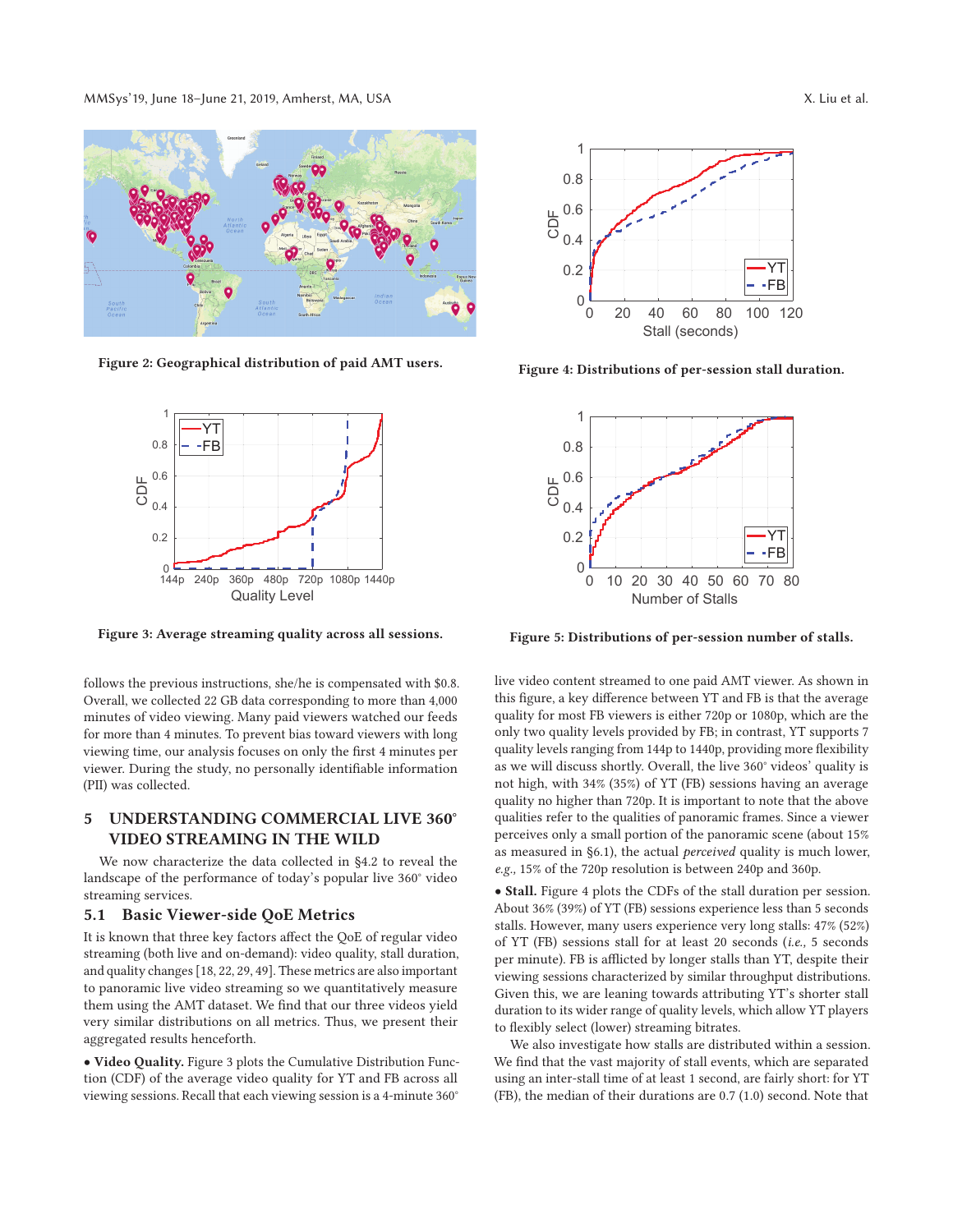Figure 2: Geographical distribution of paid AMT users.

Figure 3: Average streaming quality across all sessions.

Figure 4: Distributions of per-session stall duration.

Figure 5: Distributions of per-session number of stalls.

follows the previous instructions, she/he is compensated with $0.8. Overall, we collected 22 GB data corresponding to more than 4,000 minutes of video viewing. Many paid viewers watched our feeds for more than 4 minutes. To prevent bias toward viewers with long viewing time, our analysis focuses on only the first 4 minutes per viewer. During the study, no personally identifiable information (PII) was collected.

## 5 UNDERSTANDING COMMERCIAL LIVE 360° VIDEO STREAMING IN THE WILD

We now characterize the data collected in §4.2 to reveal the landscape of the performance of today's popular live 360° video streaming services.

### 5.1 Basic Viewer-side QoE Metrics

It is known that three key factors affect the QoE of regular video streaming (both live and on-demand): video quality, stall duration, and quality changes [18, 22, 29, 49]. These metrics are also important to panoramic live video streaming so we quantitatively measure them using the AMT dataset. We find that our three videos yield very similar distributions on all metrics. Thus, we present their aggregated results henceforth.

• **Video Quality.** Figure 3 plots the Cumulative Distribution Function (CDF) of the average video quality for YT and FB across all viewing sessions. Recall that each viewing session is a 4-minute 360° live video content streamed to one paid AMT viewer. As shown in this figure, a key difference between YT and FB is that the average quality for most FB viewers is either 720p or 1080p, which are the only two quality levels provided by FB; in contrast, YT supports 7 quality levels ranging from 144p to 1440p, providing more flexibility as we will discuss shortly. Overall, the live 360° videos' quality is not high, with 34% (35%) of YT (FB) sessions having an average quality no higher than 720p. It is important to note that the above qualities refer to the qualities of panoramic frames. Since a viewer perceives only a small portion of the panoramic scene (about 15% as measured in §6.1), the actual *perceived* quality is much lower, *e.g.,* 15% of the 720p resolution is between 240p and 360p.

• **Stall.** Figure 4 plots the CDFs of the stall duration per session. About 36% (39%) of YT (FB) sessions experience less than 5 seconds stalls. However, many users experience very long stalls: 47% (52%) of YT (FB) sessions stall for at least 20 seconds (*i.e.,* 5 seconds per minute). FB is afflicted by longer stalls than YT, despite their viewing sessions characterized by similar throughput distributions. Given this, we are leaning towards attributing YT's shorter stall duration to its wider range of quality levels, which allow YT players to flexibly select (lower) streaming bitrates.

We also investigate how stalls are distributed within a session. We find that the vast majority of stall events, which are separated using an inter-stall time of at least 1 second, are fairly short: for YT (FB), the median of their durations are 0.7 (1.0) second. Note that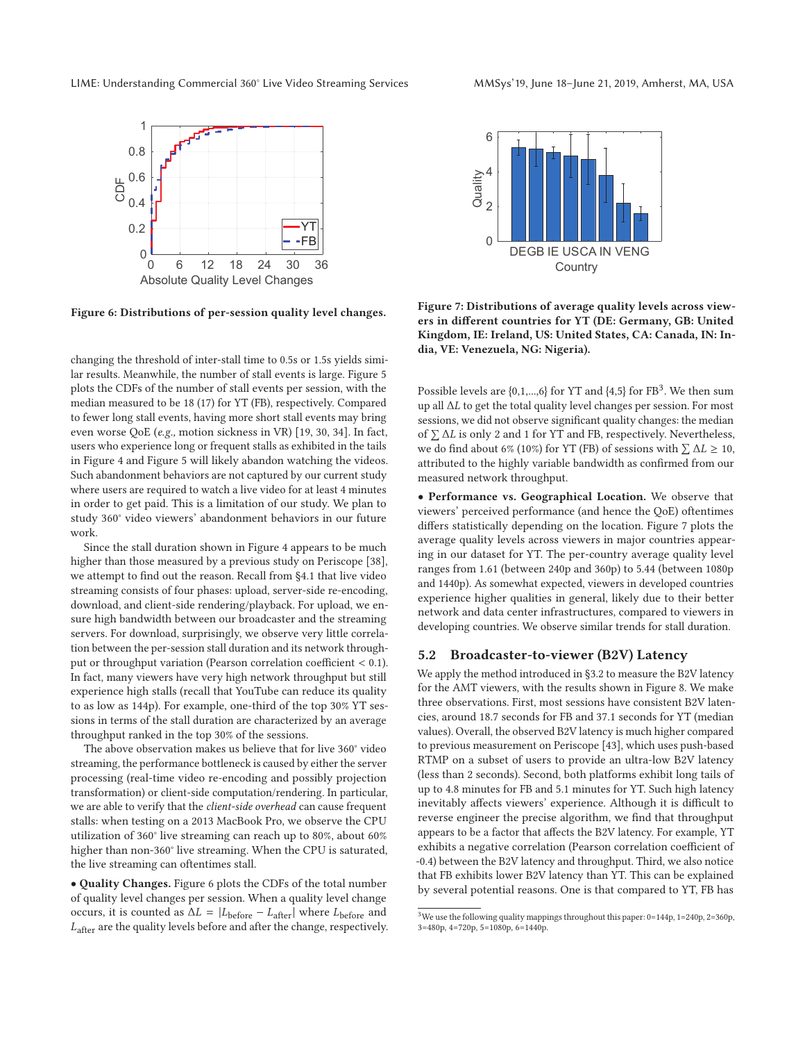Figure 6: Distributions of per-session quality level changes.

Figure 7: Distributions of average quality levels across viewers in different countries for YT (DE: Germany, GB: United Kingdom, IE: Ireland, US: United States, CA: Canada, IN: India, VE: Venezuela, NG: Nigeria).

changing the threshold of inter-stall time to 0.5s or 1.5s yields similar results. Meanwhile, the number of stall events is large. Figure 5 plots the CDFs of the number of stall events per session, with the median measured to be 18 (17) for YT (FB), respectively. Compared to fewer long stall events, having more short stall events may bring even worse QoE (*e.g.,* motion sickness in VR) [19, 30, 34]. In fact, users who experience long or frequent stalls as exhibited in the tails in Figure 4 and Figure 5 will likely abandon watching the videos. Such abandonment behaviors are not captured by our current study where users are required to watch a live video for at least 4 minutes in order to get paid. This is a limitation of our study. We plan to study 360° video viewers' abandonment behaviors in our future work.

Since the stall duration shown in Figure 4 appears to be much higher than those measured by a previous study on Periscope [38], we attempt to find out the reason. Recall from §4.1 that live video streaming consists of four phases: upload, server-side re-encoding, download, and client-side rendering/playback. For upload, we ensure high bandwidth between our broadcaster and the streaming servers. For download, surprisingly, we observe very little correlation between the per-session stall duration and its network throughput or throughput variation (Pearson correlation coefficient < 0.1). In fact, many viewers have very high network throughput but still experience high stalls (recall that YouTube can reduce its quality to as low as 144p). For example, one-third of the top 30% YT sessions in terms of the stall duration are characterized by an average throughput ranked in the top 30% of the sessions.

The above observation makes us believe that for live 360° video streaming, the performance bottleneck is caused by either the server processing (real-time video re-encoding and possibly projection transformation) or client-side computation/rendering. In particular, we are able to verify that the *client-side overhead* can cause frequent stalls: when testing on a 2013 MacBook Pro, we observe the CPU utilization of 360° live streaming can reach up to 80%, about 60% higher than non-360° live streaming. When the CPU is saturated, the live streaming can oftentimes stall.

• **Quality Changes.** Figure 6 plots the CDFs of the total number of quality level changes per session. When a quality level change occurs, it is counted as $\Delta L = |L_{\text{before}} - L_{\text{after}}|$ where $L_{\text{before}}$ and $L_{\text{after}}$ are the quality levels before and after the change, respectively. Possible levels are {0,1,...,6} for YT and {4,5} for FB[3]. We then sum up all $\Delta L$ to get the total quality level changes per session. For most sessions, we did not observe significant quality changes: the median of $\sum \Delta L$ is only 2 and 1 for YT and FB, respectively. Nevertheless, we do find about 6% (10%) for YT (FB) of sessions with $\sum \Delta L \geq 10$, attributed to the highly variable bandwidth as confirmed from our measured network throughput.

• **Performance vs. Geographical Location.** We observe that viewers' perceived performance (and hence the QoE) oftentimes differs statistically depending on the location. Figure 7 plots the average quality levels across viewers in major countries appearing in our dataset for YT. The per-country average quality level ranges from 1.61 (between 240p and 360p) to 5.44 (between 1080p and 1440p). As somewhat expected, viewers in developed countries experience higher qualities in general, likely due to their better network and data center infrastructures, compared to viewers in developing countries. We observe similar trends for stall duration.

## 5.2 Broadcaster-to-viewer (B2V) Latency

We apply the method introduced in §3.2 to measure the B2V latency for the AMT viewers, with the results shown in Figure 8. We make three observations. First, most sessions have consistent B2V latencies, around 18.7 seconds for FB and 37.1 seconds for YT (median values). Overall, the observed B2V latency is much higher compared to previous measurement on Periscope [43], which uses push-based RTMP on a subset of users to provide an ultra-low B2V latency (less than 2 seconds). Second, both platforms exhibit long tails of up to 4.8 minutes for FB and 5.1 minutes for YT. Such high latency inevitably affects viewers' experience. Although it is difficult to reverse engineer the precise algorithm, we find that throughput appears to be a factor that affects the B2V latency. For example, YT exhibits a negative correlation (Pearson correlation coefficient of -0.4) between the B2V latency and throughput. Third, we also notice that FB exhibits lower B2V latency than YT. This can be explained by several potential reasons. One is that compared to YT, FB has

[3] We use the following quality mappings throughout this paper: 0=144p, 1=240p, 2=360p, 3=480p, 4=720p, 5=1080p, 6=1440p.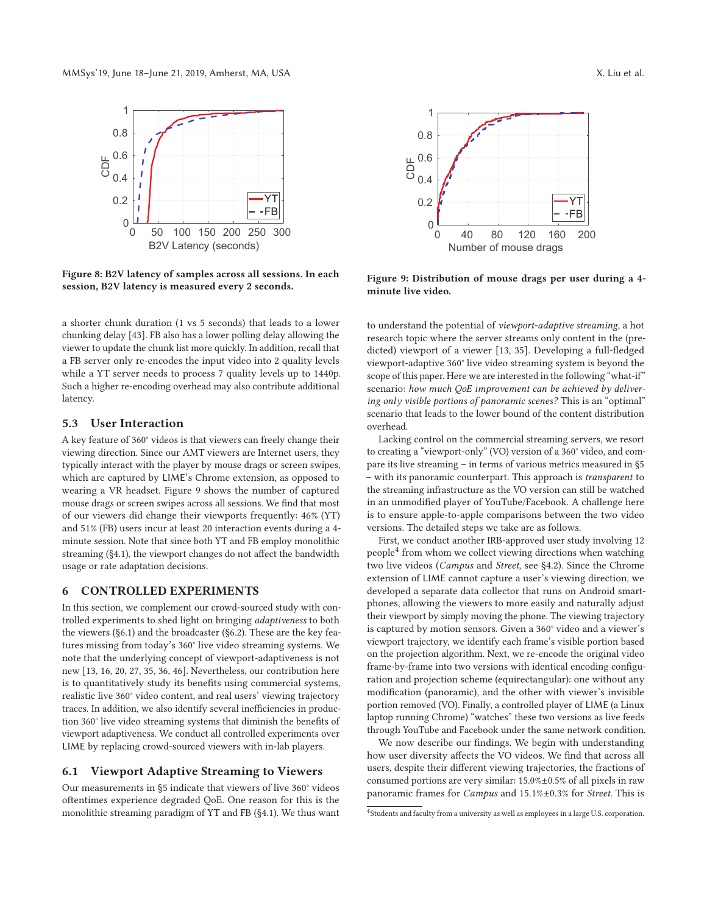Figure 8: B2V latency of samples across all sessions. In each session, B2V latency is measured every 2 seconds.

Figure 9: Distribution of mouse drags per user during a 4-minute live video.

a shorter chunk duration (1 vs 5 seconds) that leads to a lower chunking delay [43]. FB also has a lower polling delay allowing the viewer to update the chunk list more quickly. In addition, recall that a FB server only re-encodes the input video into 2 quality levels while a YT server needs to process 7 quality levels up to 1440p. Such a higher re-encoding overhead may also contribute additional latency.

### 5.3 User Interaction

A key feature of 360° videos is that viewers can freely change their viewing direction. Since our AMT viewers are Internet users, they typically interact with the player by mouse drags or screen swipes, which are captured by LIME's Chrome extension, as opposed to wearing a VR headset. Figure 9 shows the number of captured mouse drags or screen swipes across all sessions. We find that most of our viewers did change their viewports frequently: 46% (YT) and 51% (FB) users incur at least 20 interaction events during a 4-minute session. Note that since both YT and FB employ monolithic streaming (§4.1), the viewport changes do not affect the bandwidth usage or rate adaptation decisions.

## 6 CONTROLLED EXPERIMENTS

In this section, we complement our crowd-sourced study with controlled experiments to shed light on bringing *adaptiveness* to both the viewers (§6.1) and the broadcaster (§6.2). These are the key features missing from today's 360° live video streaming systems. We note that the underlying concept of viewport-adaptiveness is not new [13, 16, 20, 27, 35, 36, 46]. Nevertheless, our contribution here is to quantitatively study its benefits using commercial systems, realistic live 360° video content, and real users' viewing trajectory traces. In addition, we also identify several inefficiencies in production 360° live video streaming systems that diminish the benefits of viewport adaptiveness. We conduct all controlled experiments over LIME by replacing crowd-sourced viewers with in-lab players.

### 6.1 Viewport Adaptive Streaming to Viewers

Our measurements in §5 indicate that viewers of live 360° videos oftentimes experience degraded QoE. One reason for this is the monolithic streaming paradigm of YT and FB (§4.1). We thus want to understand the potential of *viewport-adaptive streaming*, a hot research topic where the server streams only content in the (predicted) viewport of a viewer [13, 35]. Developing a full-fledged viewport-adaptive 360° live video streaming system is beyond the scope of this paper. Here we are interested in the following "what-if" scenario: *how much QoE improvement can be achieved by delivering only visible portions of panoramic scenes?* This is an "optimal" scenario that leads to the lower bound of the content distribution overhead.

Lacking control on the commercial streaming servers, we resort to creating a "viewport-only" (VO) version of a 360° video, and compare its live streaming – in terms of various metrics measured in §5 – with its panoramic counterpart. This approach is *transparent* to the streaming infrastructure as the VO version can still be watched in an unmodified player of YouTube/Facebook. A challenge here is to ensure apple-to-apple comparisons between the two video versions. The detailed steps we take are as follows.

First, we conduct another IRB-approved user study involving 12 people[4] from whom we collect viewing directions when watching two live videos (*Campus* and *Street*, see §4.2). Since the Chrome extension of LIME cannot capture a user's viewing direction, we developed a separate data collector that runs on Android smartphones, allowing the viewers to more easily and naturally adjust their viewport by simply moving the phone. The viewing trajectory is captured by motion sensors. Given a 360° video and a viewer's viewport trajectory, we identify each frame's visible portion based on the projection algorithm. Next, we re-encode the original video frame-by-frame into two versions with identical encoding configuration and projection scheme (equirectangular): one without any modification (panoramic), and the other with viewer's invisible portion removed (VO). Finally, a controlled player of LIME (a Linux laptop running Chrome) "watches" these two versions as live feeds through YouTube and Facebook under the same network condition.

We now describe our findings. We begin with understanding how user diversity affects the VO videos. We find that across all users, despite their different viewing trajectories, the fractions of consumed portions are very similar: 15.0%±0.5% of all pixels in raw panoramic frames for *Campus* and 15.1%±0.3% for *Street*. This is

[4] Students and faculty from a university as well as employees in a large U.S. corporation.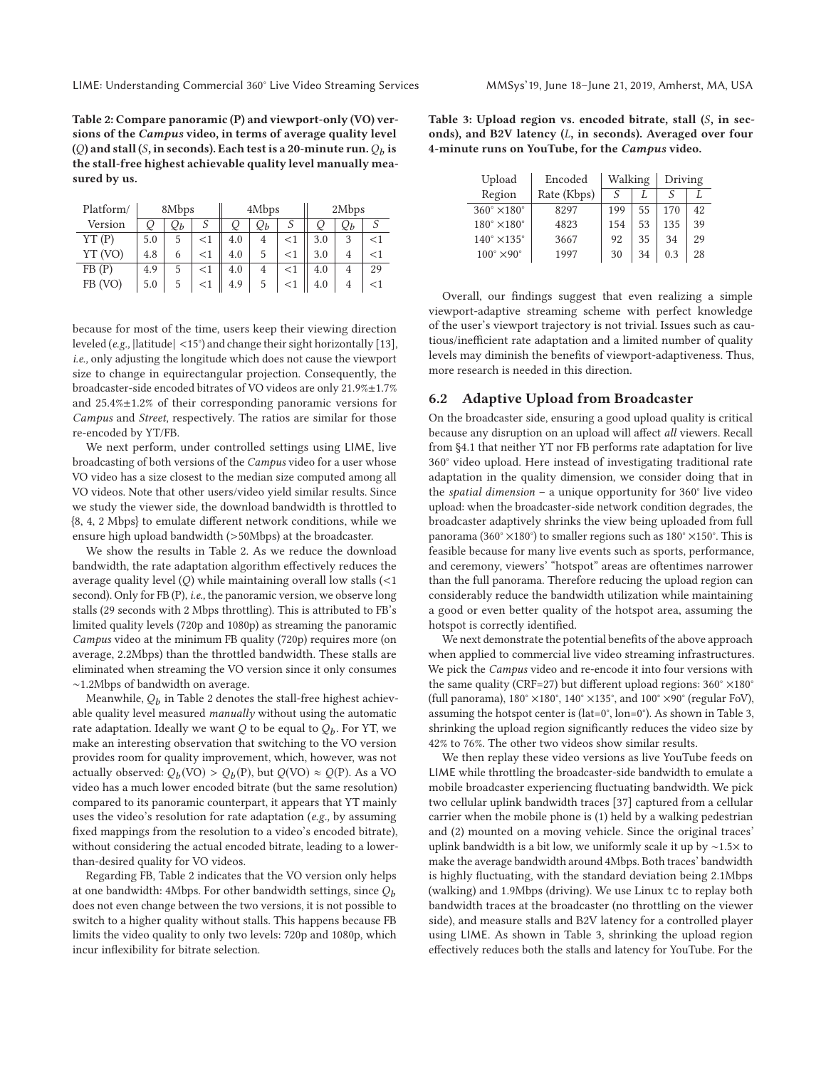**Table 2: Compare panoramic (P) and viewport-only (VO) versions of the *Campus* video, in terms of average quality level ($Q$) and stall ($S$, in seconds). Each test is a 20-minute run. $Q_b$ is the stall-free highest achievable quality level manually measured by us.**

| Platform/ | 8Mbps | | | 4Mbps | | | 2Mbps | | |
|---|---|---|---|---|---|---|---|---|---|
| Version | $Q$ | $Q_b$ | $S$ | $Q$ | $Q_b$ | $S$ | $Q$ | $Q_b$ | $S$ |
| YT (P) | 5.0 | 5 | <1 | 4.0 | 4 | <1 | 3.0 | 3 | <1 |
| YT (VO) | 4.8 | 6 | <1 | 4.0 | 5 | <1 | 3.0 | 4 | <1 |
| FB (P) | 4.9 | 5 | <1 | 4.0 | 4 | <1 | 4.0 | 4 | 29 |
| FB (VO) | 5.0 | 5 | <1 | 4.9 | 5 | <1 | 4.0 | 4 | <1 |

because for most of the time, users keep their viewing direction leveled (*e.g.,* |latitude| <15°) and change their sight horizontally [13], *i.e.,* only adjusting the longitude which does not cause the viewport size to change in equirectangular projection. Consequently, the broadcaster-side encoded bitrates of VO videos are only 21.9%±1.7% and 25.4%±1.2% of their corresponding panoramic versions for *Campus* and *Street*, respectively. The ratios are similar for those re-encoded by YT/FB.

We next perform, under controlled settings using LIME, live broadcasting of both versions of the *Campus* video for a user whose VO video has a size closest to the median size computed among all VO videos. Note that other users/video yield similar results. Since we study the viewer side, the download bandwidth is throttled to {8, 4, 2 Mbps} to emulate different network conditions, while we ensure high upload bandwidth (>50Mbps) at the broadcaster.

We show the results in Table 2. As we reduce the download bandwidth, the rate adaptation algorithm effectively reduces the average quality level ($Q$) while maintaining overall low stalls (<1 second). Only for FB (P), *i.e.,* the panoramic version, we observe long stalls (29 seconds with 2 Mbps throttling). This is attributed to FB's limited quality levels (720p and 1080p) as streaming the panoramic *Campus* video at the minimum FB quality (720p) requires more (on average, 2.2Mbps) than the throttled bandwidth. These stalls are eliminated when streaming the VO version since it only consumes ~1.2Mbps of bandwidth on average.

Meanwhile, $Q_b$ in Table 2 denotes the stall-free highest achievable quality level measured *manually* without using the automatic rate adaptation. Ideally we want $Q$ to be equal to $Q_b$. For YT, we make an interesting observation that switching to the VO version provides room for quality improvement, which, however, was not actually observed: $Q_b(\text{VO}) > Q_b(\text{P})$, but $Q(\text{VO}) \approx Q(\text{P})$. As a VO video has a much lower encoded bitrate (but the same resolution) compared to its panoramic counterpart, it appears that YT mainly uses the video's resolution for rate adaptation (*e.g.,* by assuming fixed mappings from the resolution to a video's encoded bitrate), without considering the actual encoded bitrate, leading to a lower-than-desired quality for VO videos.

Regarding FB, Table 2 indicates that the VO version only helps at one bandwidth: 4Mbps. For other bandwidth settings, since $Q_b$ does not even change between the two versions, it is not possible to switch to a higher quality without stalls. This happens because FB limits the video quality to only two levels: 720p and 1080p, which incur inflexibility for bitrate selection.

**Table 3: Upload region vs. encoded bitrate, stall ($S$, in seconds), and B2V latency ($L$, in seconds). Averaged over four 4-minute runs on YouTube, for the *Campus* video.**

| Upload Region | Encoded Rate (Kbps) | Walking | | Driving | |
|---|---|---|---|---|---|
| | | $S$ | $L$ | $S$ | $L$ |
| 360° ×180° | 8297 | 199 | 55 | 170 | 42 |
| 180° ×180° | 4823 | 154 | 53 | 135 | 39 |
| 140° ×135° | 3667 | 92 | 35 | 34 | 29 |
| 100° ×90° | 1997 | 30 | 34 | 0.3 | 28 |

Overall, our findings suggest that even realizing a simple viewport-adaptive streaming scheme with perfect knowledge of the user's viewport trajectory is not trivial. Issues such as cautious/inefficient rate adaptation and a limited number of quality levels may diminish the benefits of viewport-adaptiveness. Thus, more research is needed in this direction.

### 6.2 Adaptive Upload from Broadcaster

On the broadcaster side, ensuring a good upload quality is critical because any disruption on an upload will affect *all* viewers. Recall from §4.1 that neither YT nor FB performs rate adaptation for live 360° video upload. Here instead of investigating traditional rate adaptation in the quality dimension, we consider doing that in the *spatial dimension* – a unique opportunity for 360° live video upload: when the broadcaster-side network condition degrades, the broadcaster adaptively shrinks the view being uploaded from full panorama (360° ×180°) to smaller regions such as 180° ×150°. This is feasible because for many live events such as sports, performance, and ceremony, viewers' "hotspot" areas are oftentimes narrower than the full panorama. Therefore reducing the upload region can considerably reduce the bandwidth utilization while maintaining a good or even better quality of the hotspot area, assuming the hotspot is correctly identified.

We next demonstrate the potential benefits of the above approach when applied to commercial live video streaming infrastructures. We pick the *Campus* video and re-encode it into four versions with the same quality (CRF=27) but different upload regions: 360° ×180° (full panorama), 180° ×180°, 140° ×135°, and 100° ×90° (regular FoV), assuming the hotspot center is (lat=0°, lon=0°). As shown in Table 3, shrinking the upload region significantly reduces the video size by 42% to 76%. The other two videos show similar results.

We then replay these video versions as live YouTube feeds on LIME while throttling the broadcaster-side bandwidth to emulate a mobile broadcaster experiencing fluctuating bandwidth. We pick two cellular uplink bandwidth traces [37] captured from a cellular carrier when the mobile phone is (1) held by a walking pedestrian and (2) mounted on a moving vehicle. Since the original traces' uplink bandwidth is a bit low, we uniformly scale it up by ~1.5× to make the average bandwidth around 4Mbps. Both traces' bandwidth is highly fluctuating, with the standard deviation being 2.1Mbps (walking) and 1.9Mbps (driving). We use Linux `tc` to replay both bandwidth traces at the broadcaster (no throttling on the viewer side), and measure stalls and B2V latency for a controlled player using LIME. As shown in Table 3, shrinking the upload region effectively reduces both the stalls and latency for YouTube. For the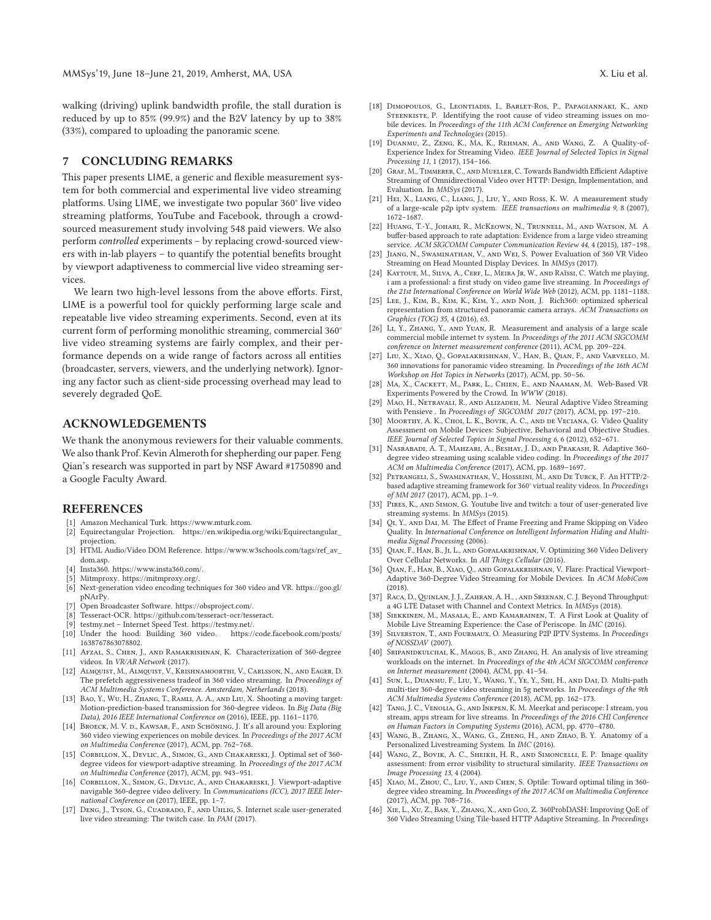walking (driving) uplink bandwidth profile, the stall duration is reduced by up to 85% (99.9%) and the B2V latency by up to 38% (33%), compared to uploading the panoramic scene.

## 7 CONCLUDING REMARKS

This paper presents LIME, a generic and flexible measurement system for both commercial and experimental live video streaming platforms. Using LIME, we investigate two popular 360° live video streaming platforms, YouTube and Facebook, through a crowd-sourced measurement study involving 548 paid viewers. We also perform *controlled* experiments – by replacing crowd-sourced viewers with in-lab players – to quantify the potential benefits brought by viewport adaptiveness to commercial live video streaming services.

We learn two high-level lessons from the above efforts. First, LIME is a powerful tool for quickly performing large scale and repeatable live video streaming experiments. Second, even at its current form of performing monolithic streaming, commercial 360° live video streaming systems are fairly complex, and their performance depends on a wide range of factors across all entities (broadcaster, servers, viewers, and the underlying network). Ignoring any factor such as client-side processing overhead may lead to severely degraded QoE.

## ACKNOWLEDGEMENTS

We thank the anonymous reviewers for their valuable comments. We also thank Prof. Kevin Almeroth for shepherding our paper. Feng Qian's research was supported in part by NSF Award #1750890 and a Google Faculty Award.

## REFERENCES

[1] Amazon Mechanical Turk. https://www.mturk.com.
[2] Equirectangular Projection. https://en.wikipedia.org/wiki/Equirectangular_projection.
[3] HTML Audio/Video DOM Reference. https://www.w3schools.com/tags/ref_av_dom.asp.
[4] Insta360. https://www.insta360.com/.
[5] Mitmproxy. https://mitmproxy.org/.
[6] Next-generation video encoding techniques for 360 video and VR. https://goo.gl/pNArPy.
[7] Open Broadcaster Software. https://obsproject.com/.
[8] Tesseract-OCR. https://github.com/tesseract-ocr/tesseract.
[9] testmy.net – Internet Speed Test. https://testmy.net/.
[10] Under the hood: Building 360 video. https://code.facebook.com/posts/1638767863078802.
[11] Afzal, S., Chen, J., and Ramakrishnan, K. Characterization of 360-degree videos. In *VR/AR Network* (2017).
[12] Almquist, M., Almquist, V., Krishnamoorthi, V., Carlsson, N., and Eager, D. The prefetch aggressiveness tradeof in 360 video streaming. In *Proceedings of ACM Multimedia Systems Conference. Amsterdam, Netherlands* (2018).
[13] Bao, Y., Wu, H., Zhang, T., Ramli, A. A., and Liu, X. Shooting a moving target: Motion-prediction-based transmission for 360-degree videos. In *Big Data (Big Data), 2016 IEEE International Conference on* (2016), IEEE, pp. 1161–1170.
[14] Broeck, M. V. d., Kawsar, F., and Schöning, J. It's all around you: Exploring 360 video viewing experiences on mobile devices. In *Proceedings of the 2017 ACM on Multimedia Conference* (2017), ACM, pp. 762–768.
[15] Corbillon, X., Devlic, A., Simon, G., and Chakareski, J. Optimal set of 360-degree videos for viewport-adaptive streaming. In *Proceedings of the 2017 ACM on Multimedia Conference* (2017), ACM, pp. 943–951.
[16] Corbillon, X., Simon, G., Devlic, A., and Chakareski, J. Viewport-adaptive navigable 360-degree video delivery. In *Communications (ICC), 2017 IEEE International Conference on* (2017), IEEE, pp. 1–7.
[17] Deng, J., Tyson, G., Cuadrado, F., and Uhlig, S. Internet scale user-generated live video streaming: The twitch case. In *PAM* (2017).
[18] Dimopoulos, G., Leontiadis, I., Barlet-Ros, P., Papagiannaki, K., and Steenkiste, P. Identifying the root cause of video streaming issues on mobile devices. In *Proceedings of the 11th ACM Conference on Emerging Networking Experiments and Technologies* (2015).
[19] Duanmu, Z., Zeng, K., Ma, K., Rehman, A., and Wang, Z. A Quality-of-Experience Index for Streaming Video. *IEEE Journal of Selected Topics in Signal Processing 11*, 1 (2017), 154–166.
[20] Graf, M., Timmerer, C., and Mueller, C. Towards Bandwidth Efficient Adaptive Streaming of Omnidirectional Video over HTTP: Design, Implementation, and Evaluation. In *MMSys* (2017).
[21] Hei, X., Liang, C., Liang, J., Liu, Y., and Ross, K. W. A measurement study of a large-scale p2p iptv system. *IEEE transactions on multimedia 9*, 8 (2007), 1672–1687.
[22] Huang, T.-Y., Johari, R., McKeown, N., Trunnell, M., and Watson, M. A buffer-based approach to rate adaptation: Evidence from a large video streaming service. *ACM SIGCOMM Computer Communication Review 44*, 4 (2015), 187–198.
[23] Jiang, N., Swaminathan, V., and Wei, S. Power Evaluation of 360 VR Video Streaming on Head Mounted Display Devices. In *MMSys* (2017).
[24] Kaytoue, M., Silva, A., Cerf, L., Meira Jr, W., and Raïssi, C. Watch me playing, i am a professional: a first study on video game live streaming. In *Proceedings of the 21st International Conference on World Wide Web* (2012), ACM, pp. 1181–1188.
[25] Lee, J., Kim, B., Kim, K., Kim, Y., and Noh, J. Rich360: optimized spherical representation from structured panoramic camera arrays. *ACM Transactions on Graphics (TOG) 35*, 4 (2016), 63.
[26] Li, Y., Zhang, Y., and Yuan, R. Measurement and analysis of a large scale commercial mobile internet tv system. In *Proceedings of the 2011 ACM SIGCOMM conference on Internet measurement conference* (2011), ACM, pp. 209–224.
[27] Liu, X., Xiao, Q., Gopalakrishnan, V., Han, B., Qian, F., and Varvello, M. 360 innovations for panoramic video streaming. In *Proceedings of the 16th ACM Workshop on Hot Topics in Networks* (2017), ACM, pp. 50–56.
[28] Ma, X., Cackett, M., Park, L., Chien, E., and Naaman, M. Web-Based VR Experiments Powered by the Crowd. In *WWW* (2018).
[29] Mao, H., Netravali, R., and Alizadeh, M. Neural Adaptive Video Streaming with Pensieve . In *Proceedings of SIGCOMM 2017* (2017), ACM, pp. 197–210.
[30] Moorthy, A. K., Choi, L. K., Bovik, A. C., and de Veciana, G. Video Quality Assessment on Mobile Devices: Subjective, Behavioral and Objective Studies. *IEEE Journal of Selected Topics in Signal Processing 6*, 6 (2012), 652–671.
[31] Nasrabadi, A. T., Mahzari, A., Beshay, J. D., and Prakash, R. Adaptive 360-degree video streaming using scalable video coding. In *Proceedings of the 2017 ACM on Multimedia Conference* (2017), ACM, pp. 1689–1697.
[32] Petrangeli, S., Swaminathan, V., Hosseini, M., and De Turck, F. An HTTP/2-based adaptive streaming framework for 360° virtual reality videos. In *Proceedings of MM 2017* (2017), ACM, pp. 1–9.
[33] Pires, K., and Simon, G. Youtube live and twitch: a tour of user-generated live streaming systems. In *MMSys* (2015).
[34] Qi, Y., and Dai, M. The Effect of Frame Freezing and Frame Skipping on Video Quality. In *International Conference on Intelligent Information Hiding and Multimedia Signal Processing* (2006).
[35] Qian, F., Han, B., Ji, L., and Gopalakrishnan, V. Optimizing 360 Video Delivery Over Cellular Networks. In *All Things Cellular* (2016).
[36] Qian, F., Han, B., Xiao, Q., and Gopalakrishnan, V. Flare: Practical Viewport-Adaptive 360-Degree Video Streaming for Mobile Devices. In *ACM MobiCom* (2018).
[37] Raca, D., Quinlan, J. J., Zahran, A. H., , and Sreenan, C. J. Beyond Throughput: a 4G LTE Dataset with Channel and Context Metrics. In *MMSys* (2018).
[38] Siekkinen, M., Masala, E., and Kamarainen, T. A First Look at Quality of Mobile Live Streaming Experience: the Case of Periscope. In *IMC* (2016).
[39] Silverston, T., and Fourmaux, O. Measuring P2P IPTV Systems. In *Proceedings of NOSSDAV* (2007).
[40] Sripanidkulchai, K., Maggs, B., and Zhang, H. An analysis of live streaming workloads on the internet. In *Proceedings of the 4th ACM SIGCOMM conference on Internet measurement* (2004), ACM, pp. 41–54.
[41] Sun, L., Duanmu, F., Liu, Y., Wang, Y., Ye, Y., Shi, H., and Dai, D. Multi-path multi-tier 360-degree video streaming in 5g networks. In *Proceedings of the 9th ACM Multimedia Systems Conference* (2018), ACM, pp. 162–173.
[42] Tang, J. C., Venolia, G., and Inkpen, K. M. Meerkat and periscope: I stream, you stream, apps stream for live streams. In *Proceedings of the 2016 CHI Conference on Human Factors in Computing Systems* (2016), ACM, pp. 4770–4780.
[43] Wang, B., Zhang, X., Wang, G., Zheng, H., and Zhao, B. Y. Anatomy of a Personalized Livestreaming System. In *IMC* (2016).
[44] Wang, Z., Bovik, A. C., Sheikh, H. R., and Simoncelli, E. P. Image quality assessment: from error visibility to structural similarity. *IEEE Transactions on Image Processing 13*, 4 (2004).
[45] Xiao, M., Zhou, C., Liu, Y., and Chen, S. Optile: Toward optimal tiling in 360-degree video streaming. In *Proceedings of the 2017 ACM on Multimedia Conference* (2017), ACM, pp. 708–716.
[46] Xie, L., Xu, Z., Ban, Y., Zhang, X., and Guo, Z. 360ProbDASH: Improving QoE of 360 Video Streaming Using Tile-based HTTP Adaptive Streaming. In *Proceedings*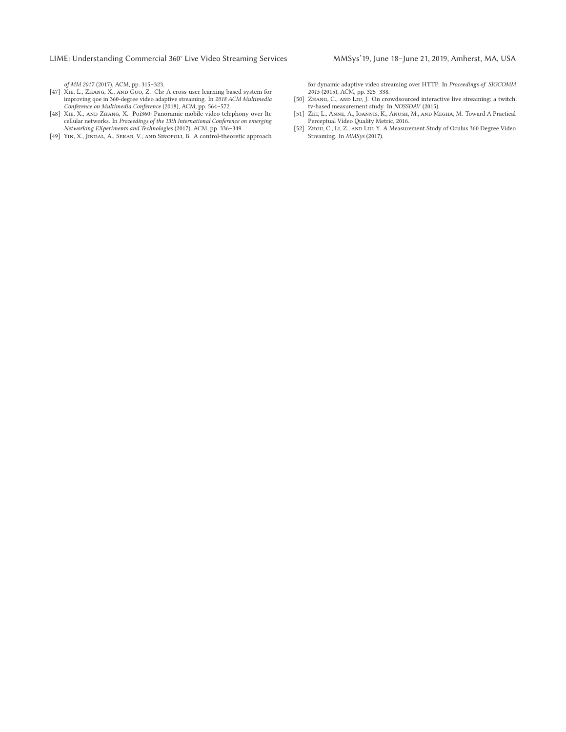*of MM 2017* (2017), ACM, pp. 315–323.

[47] Xie, L., Zhang, X., and Guo, Z. Cls: A cross-user learning based system for improving qoe in 360-degree video adaptive streaming. In *2018 ACM Multimedia Conference on Multimedia Conference* (2018), ACM, pp. 564–572.

[48] Xie, X., and Zhang, X. Poi360: Panoramic mobile video telephony over lte cellular networks. In *Proceedings of the 13th International Conference on emerging Networking EXperiments and Technologies* (2017), ACM, pp. 336–349.

[49] Yin, X., Jindal, A., Sekar, V., and Sinopoli, B. A control-theoretic approach for dynamic adaptive video streaming over HTTP. In *Proceedings of SIGCOMM 2015* (2015), ACM, pp. 325–338.

[50] Zhang, C., and Liu, J. On crowdsourced interactive live streaming: a twitch. tv-based measurement study. In *NOSSDAV* (2015).

[51] Zhi, L., Anne, A., Ioannis, K., Anush, M., and Megha, M. Toward A Practical Perceptual Video Quality Metric, 2016.

[52] Zhou, C., Li, Z., and Liu, Y. A Measurement Study of Oculus 360 Degree Video Streaming. In *MMSys* (2017).